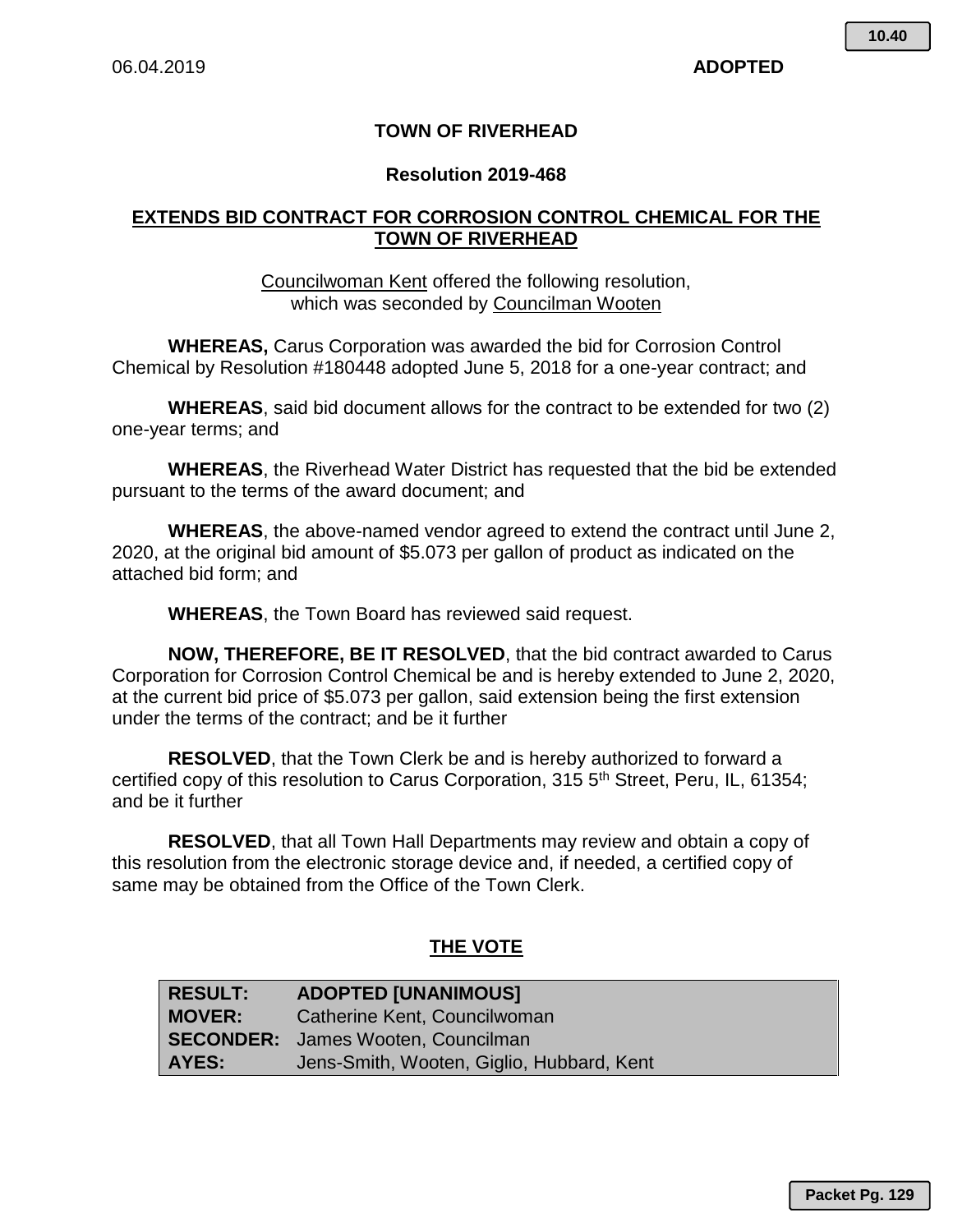06.04.2019 **ADOPTED**

**10.40**

# TOWN OF RIVERHEAD

## Resolution 2019-468

## EXTENDS BID CONTRACT FOR CORROSION CONTROL CHEMICAL FOR THE TOWN OF RIVERHEAD

Councilwoman Kent offered the following resolution,
which was seconded by Councilman Wooten

**WHEREAS,** Carus Corporation was awarded the bid for Corrosion Control Chemical by Resolution #180448 adopted June 5, 2018 for a one-year contract; and

**WHEREAS**, said bid document allows for the contract to be extended for two (2) one-year terms; and

**WHEREAS**, the Riverhead Water District has requested that the bid be extended pursuant to the terms of the award document; and

**WHEREAS**, the above-named vendor agreed to extend the contract until June 2, 2020, at the original bid amount of $5.073 per gallon of product as indicated on the attached bid form; and

**WHEREAS**, the Town Board has reviewed said request.

**NOW, THEREFORE, BE IT RESOLVED**, that the bid contract awarded to Carus Corporation for Corrosion Control Chemical be and is hereby extended to June 2, 2020, at the current bid price of $5.073 per gallon, said extension being the first extension under the terms of the contract; and be it further

**RESOLVED**, that the Town Clerk be and is hereby authorized to forward a certified copy of this resolution to Carus Corporation, 315 5th Street, Peru, IL, 61354; and be it further

**RESOLVED**, that all Town Hall Departments may review and obtain a copy of this resolution from the electronic storage device and, if needed, a certified copy of same may be obtained from the Office of the Town Clerk.

## THE VOTE

| **RESULT:** | **ADOPTED [UNANIMOUS]** |
|---|---|
| **MOVER:** | Catherine Kent, Councilwoman |
| **SECONDER:** | James Wooten, Councilman |
| **AYES:** | Jens-Smith, Wooten, Giglio, Hubbard, Kent |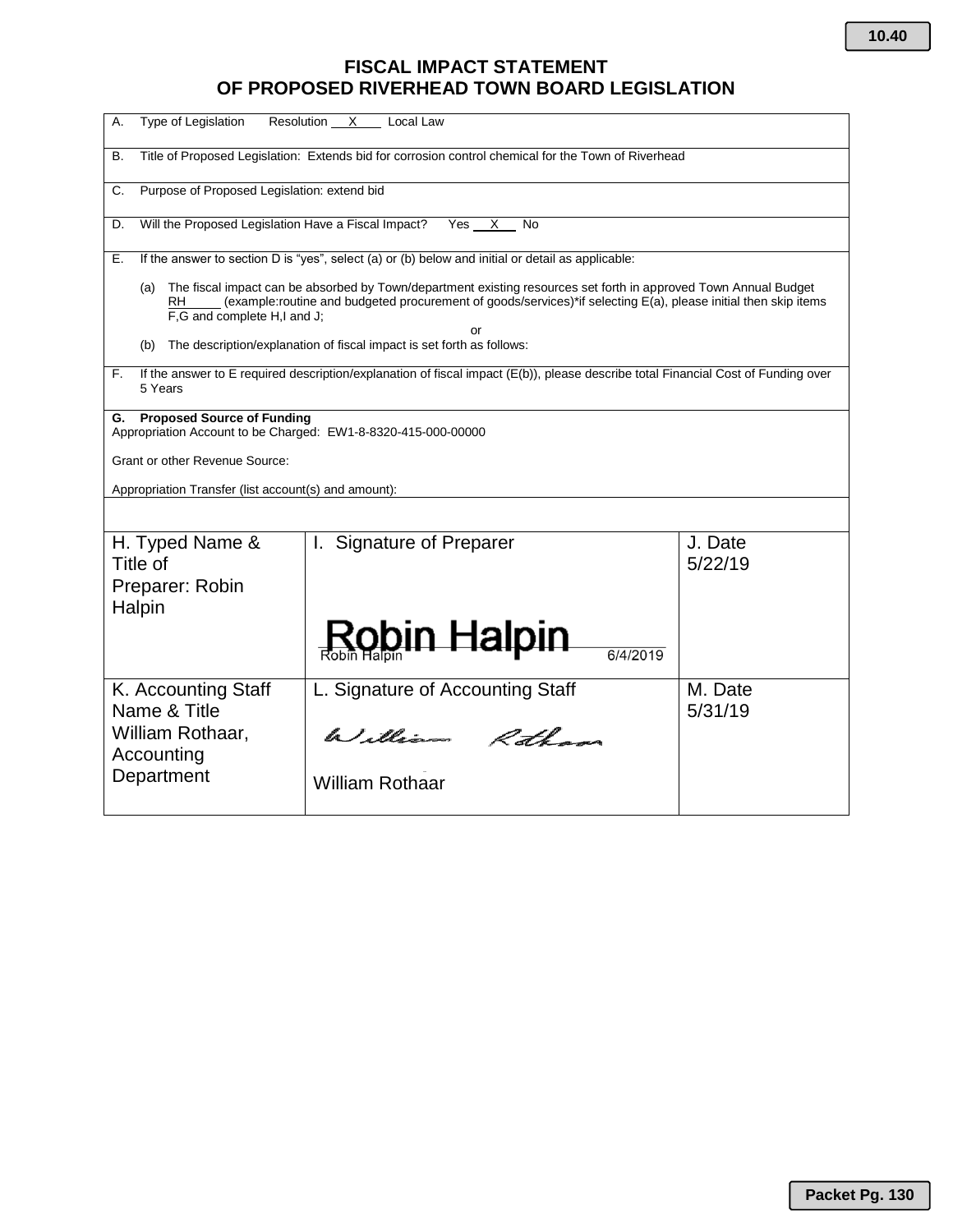# FISCAL IMPACT STATEMENT OF PROPOSED RIVERHEAD TOWN BOARD LEGISLATION

A. Type of Legislation  Resolution \_\_X\_\_\_ Local Law

B. Title of Proposed Legislation: Extends bid for corrosion control chemical for the Town of Riverhead

C. Purpose of Proposed Legislation: extend bid

D. Will the Proposed Legislation Have a Fiscal Impact?  Yes \_\_X\_\_ No

E. If the answer to section D is "yes", select (a) or (b) below and initial or detail as applicable:

(a) The fiscal impact can be absorbed by Town/department existing resources set forth in approved Town Annual Budget RH\_\_\_\_\_ (example:routine and budgeted procurement of goods/services)*if selecting E(a), please initial then skip items F,G and complete H,I and J;

or

(b) The description/explanation of fiscal impact is set forth as follows:

F. If the answer to E required description/explanation of fiscal impact (E(b)), please describe total Financial Cost of Funding over 5 Years

**G. Proposed Source of Funding**

Appropriation Account to be Charged: EW1-8-8320-415-000-00000

Grant or other Revenue Source:

Appropriation Transfer (list account(s) and amount):

| H. Typed Name & Title of Preparer: Robin Halpin | I. Signature of Preparer<br>Robin Halpin<br>Robin Halpin 6/4/2019 | J. Date<br>5/22/19 |
|---|---|---|
| K. Accounting Staff Name & Title<br>William Rothaar, Accounting Department | L. Signature of Accounting Staff<br>William Rothaar<br>William Rothaar | M. Date<br>5/31/19 |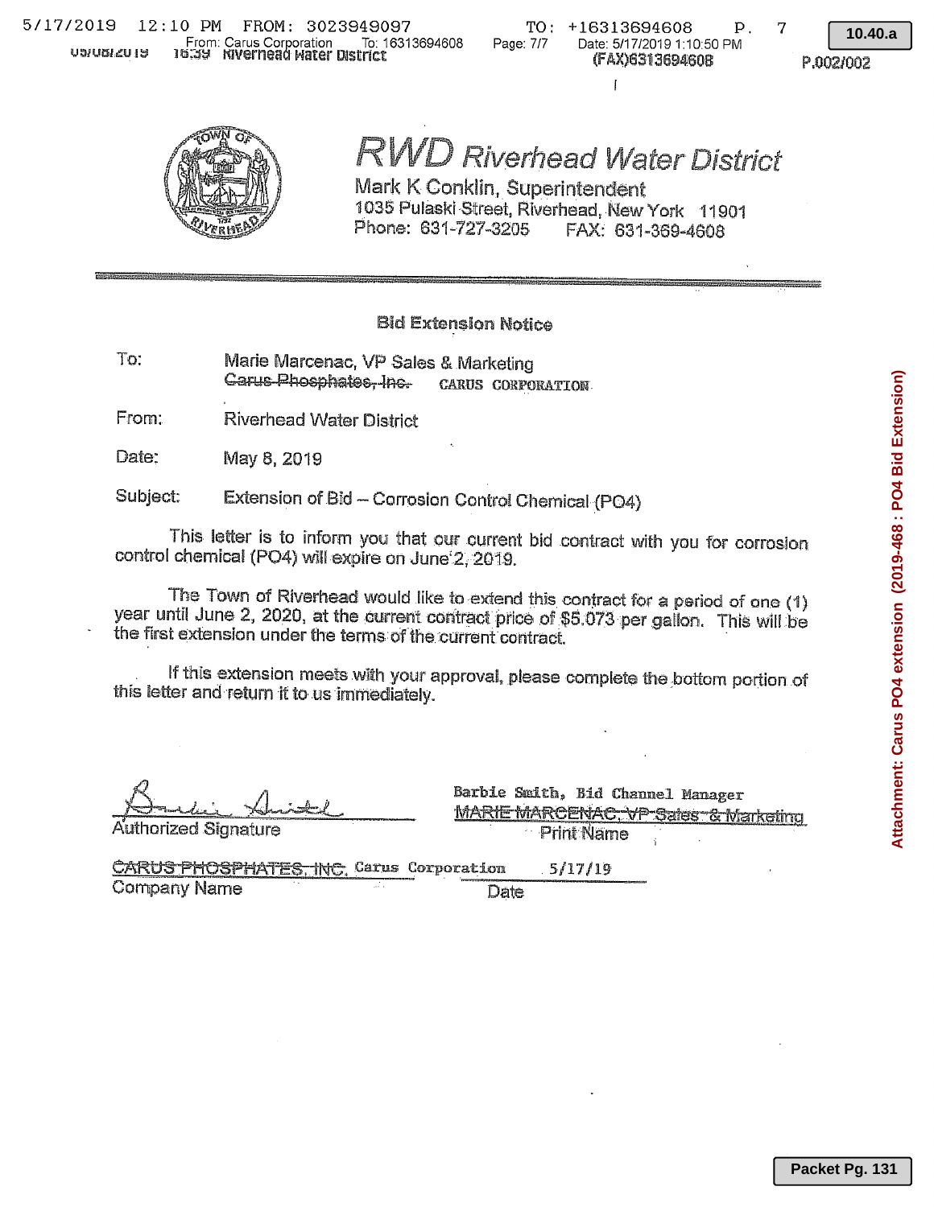# RWD Riverhead Water District

Mark K Conklin, Superintendent
1035 Pulaski Street, Riverhead, New York 11901
Phone: 631-727-3205 FAX: 631-369-4608

---

**Bid Extension Notice**

To: Marie Marcenac, VP Sales & Marketing
~~Carus Phosphates, Inc.~~ CARUS CORPORATION

From: Riverhead Water District

Date: May 8, 2019

Subject: Extension of Bid – Corrosion Control Chemical (PO4)

This letter is to inform you that our current bid contract with you for corrosion control chemical (PO4) will expire on June 2, 2019.

The Town of Riverhead would like to extend this contract for a period of one (1) year until June 2, 2020, at the current contract price of $5.073 per gallon. This will be the first extension under the terms of the current contract.

If this extension meets with your approval, please complete the bottom portion of this letter and return it to us immediately.

[Signature] Barbie Smith, Bid Channel Manager
Authorized Signature ~~MARIE MARCENAC, VP Sales & Marketing~~
Print Name

~~CARUS PHOSPHATES, INC.~~ Carus Corporation 5/17/19
Company Name Date

Attachment: Carus PO4 extension (2019-468 : PO4 Bid Extension)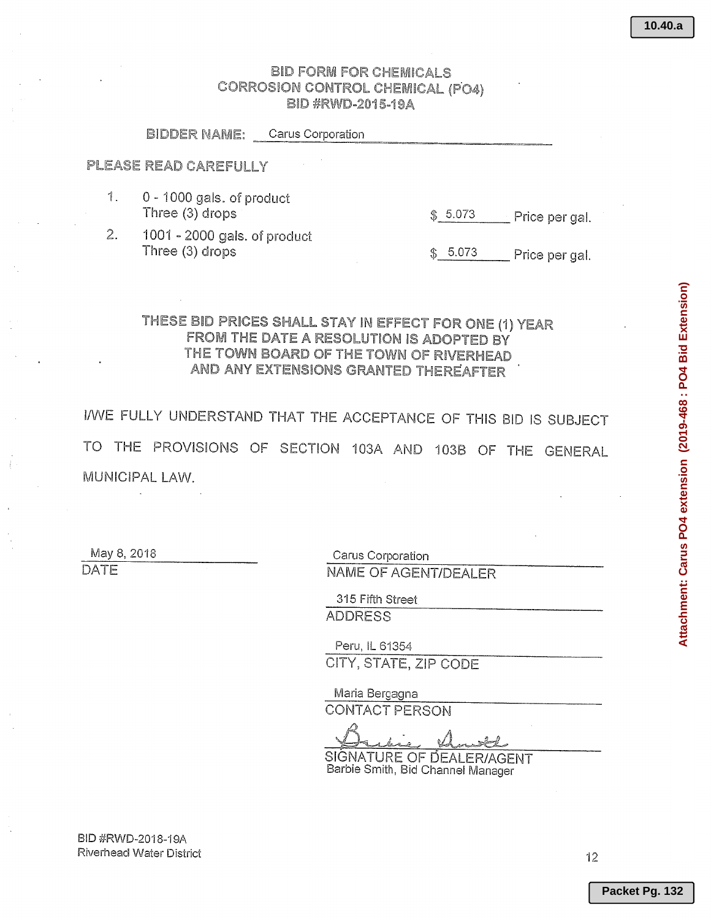# BID FORM FOR CHEMICALS
## CORROSION CONTROL CHEMICAL (PO4)
## BID #RWD-2015-19A

BIDDER NAME: Carus Corporation

PLEASE READ CAREFULLY

1. 0 - 1000 gals. of product
   Three (3) drops — $ 5.073 Price per gal.

2. 1001 - 2000 gals. of product
   Three (3) drops — $ 5.073 Price per gal.

THESE BID PRICES SHALL STAY IN EFFECT FOR ONE (1) YEAR FROM THE DATE A RESOLUTION IS ADOPTED BY THE TOWN BOARD OF THE TOWN OF RIVERHEAD AND ANY EXTENSIONS GRANTED THEREAFTER

I/WE FULLY UNDERSTAND THAT THE ACCEPTANCE OF THIS BID IS SUBJECT TO THE PROVISIONS OF SECTION 103A AND 103B OF THE GENERAL MUNICIPAL LAW.

May 8, 2018
DATE

Carus Corporation
NAME OF AGENT/DEALER

315 Fifth Street
ADDRESS

Peru, IL 61354
CITY, STATE, ZIP CODE

Maria Bergagna
CONTACT PERSON

SIGNATURE OF DEALER/AGENT
Barbie Smith, Bid Channel Manager

BID #RWD-2018-19A
Riverhead Water District